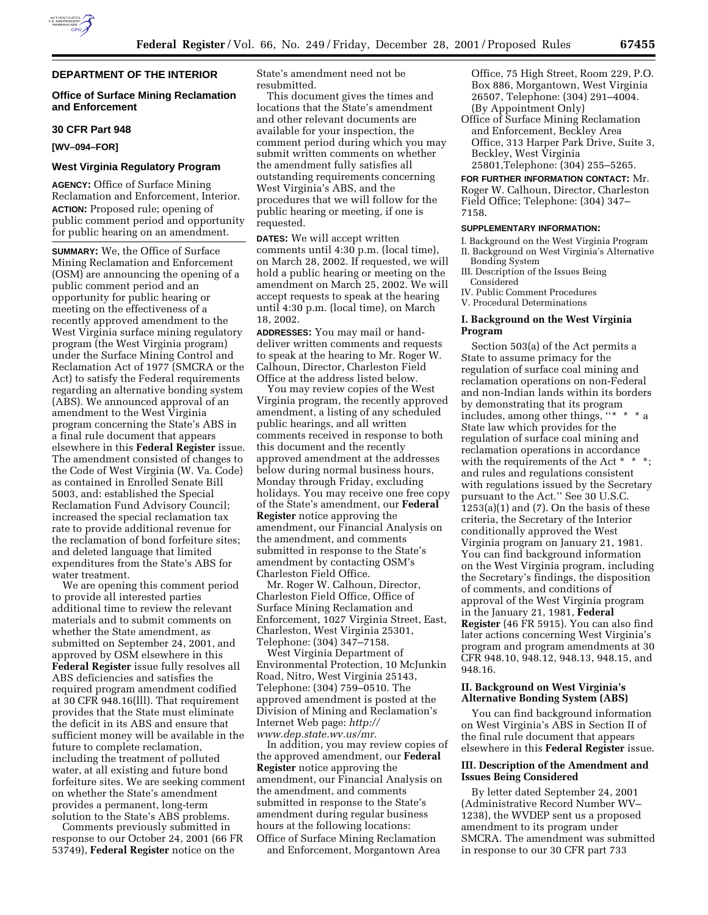## DEPARTMENT OF THE INTERIOR

### Office of Surface Mining Reclamation and Enforcement

### 30 CFR Part 948

**[WV–094–FOR]**

### West Virginia Regulatory Program

**AGENCY:** Office of Surface Mining Reclamation and Enforcement, Interior.

**ACTION:** Proposed rule; opening of public comment period and opportunity for public hearing on an amendment.

**SUMMARY:** We, the Office of Surface Mining Reclamation and Enforcement (OSM) are announcing the opening of a public comment period and an opportunity for public hearing or meeting on the effectiveness of a recently approved amendment to the West Virginia surface mining regulatory program (the West Virginia program) under the Surface Mining Control and Reclamation Act of 1977 (SMCRA or the Act) to satisfy the Federal requirements regarding an alternative bonding system (ABS). We announced approval of an amendment to the West Virginia program concerning the State's ABS in a final rule document that appears elsewhere in this **Federal Register** issue. The amendment consisted of changes to the Code of West Virginia (W. Va. Code) as contained in Enrolled Senate Bill 5003, and: established the Special Reclamation Fund Advisory Council; increased the special reclamation tax rate to provide additional revenue for the reclamation of bond forfeiture sites; and deleted language that limited expenditures from the State's ABS for water treatment.

We are opening this comment period to provide all interested parties additional time to review the relevant materials and to submit comments on whether the State amendment, as submitted on September 24, 2001, and approved by OSM elsewhere in this **Federal Register** issue fully resolves all ABS deficiencies and satisfies the required program amendment codified at 30 CFR 948.16(lll). That requirement provides that the State must eliminate the deficit in its ABS and ensure that sufficient money will be available in the future to complete reclamation, including the treatment of polluted water, at all existing and future bond forfeiture sites. We are seeking comment on whether the State's amendment provides a permanent, long-term solution to the State's ABS problems.

Comments previously submitted in response to our October 24, 2001 (66 FR 53749), **Federal Register** notice on the State's amendment need not be resubmitted.

This document gives the times and locations that the State's amendment and other relevant documents are available for your inspection, the comment period during which you may submit written comments on whether the amendment fully satisfies all outstanding requirements concerning West Virginia's ABS, and the procedures that we will follow for the public hearing or meeting, if one is requested.

**DATES:** We will accept written comments until 4:30 p.m. (local time), on March 28, 2002. If requested, we will hold a public hearing or meeting on the amendment on March 25, 2002. We will accept requests to speak at the hearing until 4:30 p.m. (local time), on March 18, 2002.

**ADDRESSES:** You may mail or hand-deliver written comments and requests to speak at the hearing to Mr. Roger W. Calhoun, Director, Charleston Field Office at the address listed below.

You may review copies of the West Virginia program, the recently approved amendment, a listing of any scheduled public hearings, and all written comments received in response to both this document and the recently approved amendment at the addresses below during normal business hours, Monday through Friday, excluding holidays. You may receive one free copy of the State's amendment, our **Federal Register** notice approving the amendment, our Financial Analysis on the amendment, and comments submitted in response to the State's amendment by contacting OSM's Charleston Field Office.

Mr. Roger W. Calhoun, Director, Charleston Field Office, Office of Surface Mining Reclamation and Enforcement, 1027 Virginia Street, East, Charleston, West Virginia 25301, Telephone: (304) 347–7158.

West Virginia Department of Environmental Protection, 10 McJunkin Road, Nitro, West Virginia 25143, Telephone: (304) 759–0510. The approved amendment is posted at the Division of Mining and Reclamation's Internet Web page: *http://www.dep.state.wv.us/mr.*

In addition, you may review copies of the approved amendment, our **Federal Register** notice approving the amendment, our Financial Analysis on the amendment, and comments submitted in response to the State's amendment during regular business hours at the following locations:

Office of Surface Mining Reclamation and Enforcement, Morgantown Area Office, 75 High Street, Room 229, P.O. Box 886, Morgantown, West Virginia 26507, Telephone: (304) 291–4004. (By Appointment Only)

Office of Surface Mining Reclamation and Enforcement, Beckley Area Office, 313 Harper Park Drive, Suite 3, Beckley, West Virginia 25801,Telephone: (304) 255–5265.

**FOR FURTHER INFORMATION CONTACT:** Mr. Roger W. Calhoun, Director, Charleston Field Office; Telephone: (304) 347–7158.

**SUPPLEMENTARY INFORMATION:**

I. Background on the West Virginia Program
II. Background on West Virginia's Alternative Bonding System
III. Description of the Issues Being Considered
IV. Public Comment Procedures
V. Procedural Determinations

### I. Background on the West Virginia Program

Section 503(a) of the Act permits a State to assume primacy for the regulation of surface coal mining and reclamation operations on non-Federal and non-Indian lands within its borders by demonstrating that its program includes, among other things, "* * * a State law which provides for the regulation of surface coal mining and reclamation operations in accordance with the requirements of the Act * * *; and rules and regulations consistent with regulations issued by the Secretary pursuant to the Act." See 30 U.S.C. 1253(a)(1) and (7). On the basis of these criteria, the Secretary of the Interior conditionally approved the West Virginia program on January 21, 1981. You can find background information on the West Virginia program, including the Secretary's findings, the disposition of comments, and conditions of approval of the West Virginia program in the January 21, 1981, **Federal Register** (46 FR 5915). You can also find later actions concerning West Virginia's program and program amendments at 30 CFR 948.10, 948.12, 948.13, 948.15, and 948.16.

### II. Background on West Virginia's Alternative Bonding System (ABS)

You can find background information on West Virginia's ABS in Section II of the final rule document that appears elsewhere in this **Federal Register** issue.

### III. Description of the Amendment and Issues Being Considered

By letter dated September 24, 2001 (Administrative Record Number WV–1238), the WVDEP sent us a proposed amendment to its program under SMCRA. The amendment was submitted in response to our 30 CFR part 733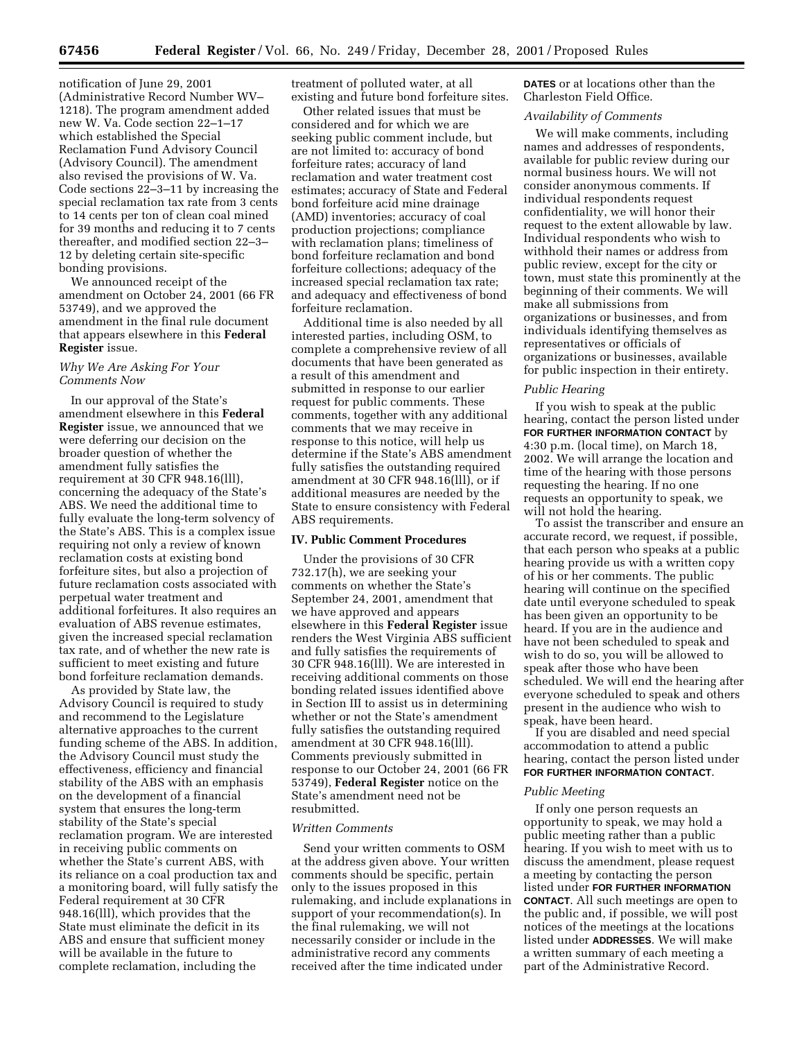notification of June 29, 2001 (Administrative Record Number WV–1218). The program amendment added new W. Va. Code section 22–1–17 which established the Special Reclamation Fund Advisory Council (Advisory Council). The amendment also revised the provisions of W. Va. Code sections 22–3–11 by increasing the special reclamation tax rate from 3 cents to 14 cents per ton of clean coal mined for 39 months and reducing it to 7 cents thereafter, and modified section 22–3–12 by deleting certain site-specific bonding provisions.

We announced receipt of the amendment on October 24, 2001 (66 FR 53749), and we approved the amendment in the final rule document that appears elsewhere in this **Federal Register** issue.

### *Why We Are Asking For Your Comments Now*

In our approval of the State's amendment elsewhere in this **Federal Register** issue, we announced that we were deferring our decision on the broader question of whether the amendment fully satisfies the requirement at 30 CFR 948.16(lll), concerning the adequacy of the State's ABS. We need the additional time to fully evaluate the long-term solvency of the State's ABS. This is a complex issue requiring not only a review of known reclamation costs at existing bond forfeiture sites, but also a projection of future reclamation costs associated with perpetual water treatment and additional forfeitures. It also requires an evaluation of ABS revenue estimates, given the increased special reclamation tax rate, and of whether the new rate is sufficient to meet existing and future bond forfeiture reclamation demands.

As provided by State law, the Advisory Council is required to study and recommend to the Legislature alternative approaches to the current funding scheme of the ABS. In addition, the Advisory Council must study the effectiveness, efficiency and financial stability of the ABS with an emphasis on the development of a financial system that ensures the long-term stability of the State's special reclamation program. We are interested in receiving public comments on whether the State's current ABS, with its reliance on a coal production tax and a monitoring board, will fully satisfy the Federal requirement at 30 CFR 948.16(lll), which provides that the State must eliminate the deficit in its ABS and ensure that sufficient money will be available in the future to complete reclamation, including the treatment of polluted water, at all existing and future bond forfeiture sites.

Other related issues that must be considered and for which we are seeking public comment include, but are not limited to: accuracy of bond forfeiture rates; accuracy of land reclamation and water treatment cost estimates; accuracy of State and Federal bond forfeiture acid mine drainage (AMD) inventories; accuracy of coal production projections; compliance with reclamation plans; timeliness of bond forfeiture reclamation and bond forfeiture collections; adequacy of the increased special reclamation tax rate; and adequacy and effectiveness of bond forfeiture reclamation.

Additional time is also needed by all interested parties, including OSM, to complete a comprehensive review of all documents that have been generated as a result of this amendment and submitted in response to our earlier request for public comments. These comments, together with any additional comments that we may receive in response to this notice, will help us determine if the State's ABS amendment fully satisfies the outstanding required amendment at 30 CFR 948.16(lll), or if additional measures are needed by the State to ensure consistency with Federal ABS requirements.

## IV. Public Comment Procedures

Under the provisions of 30 CFR 732.17(h), we are seeking your comments on whether the State's September 24, 2001, amendment that we have approved and appears elsewhere in this **Federal Register** issue renders the West Virginia ABS sufficient and fully satisfies the requirements of 30 CFR 948.16(lll). We are interested in receiving additional comments on those bonding related issues identified above in Section III to assist us in determining whether or not the State's amendment fully satisfies the outstanding required amendment at 30 CFR 948.16(lll). Comments previously submitted in response to our October 24, 2001 (66 FR 53749), **Federal Register** notice on the State's amendment need not be resubmitted.

### *Written Comments*

Send your written comments to OSM at the address given above. Your written comments should be specific, pertain only to the issues proposed in this rulemaking, and include explanations in support of your recommendation(s). In the final rulemaking, we will not necessarily consider or include in the administrative record any comments received after the time indicated under **DATES** or at locations other than the Charleston Field Office.

### *Availability of Comments*

We will make comments, including names and addresses of respondents, available for public review during our normal business hours. We will not consider anonymous comments. If individual respondents request confidentiality, we will honor their request to the extent allowable by law. Individual respondents who wish to withhold their names or address from public review, except for the city or town, must state this prominently at the beginning of their comments. We will make all submissions from organizations or businesses, and from individuals identifying themselves as representatives or officials of organizations or businesses, available for public inspection in their entirety.

### *Public Hearing*

If you wish to speak at the public hearing, contact the person listed under **FOR FURTHER INFORMATION CONTACT** by 4:30 p.m. (local time), on March 18, 2002. We will arrange the location and time of the hearing with those persons requesting the hearing. If no one requests an opportunity to speak, we will not hold the hearing.

To assist the transcriber and ensure an accurate record, we request, if possible, that each person who speaks at a public hearing provide us with a written copy of his or her comments. The public hearing will continue on the specified date until everyone scheduled to speak has been given an opportunity to be heard. If you are in the audience and have not been scheduled to speak and wish to do so, you will be allowed to speak after those who have been scheduled. We will end the hearing after everyone scheduled to speak and others present in the audience who wish to speak, have been heard.

If you are disabled and need special accommodation to attend a public hearing, contact the person listed under **FOR FURTHER INFORMATION CONTACT**.

### *Public Meeting*

If only one person requests an opportunity to speak, we may hold a public meeting rather than a public hearing. If you wish to meet with us to discuss the amendment, please request a meeting by contacting the person listed under **FOR FURTHER INFORMATION CONTACT**. All such meetings are open to the public and, if possible, we will post notices of the meetings at the locations listed under **ADDRESSES**. We will make a written summary of each meeting a part of the Administrative Record.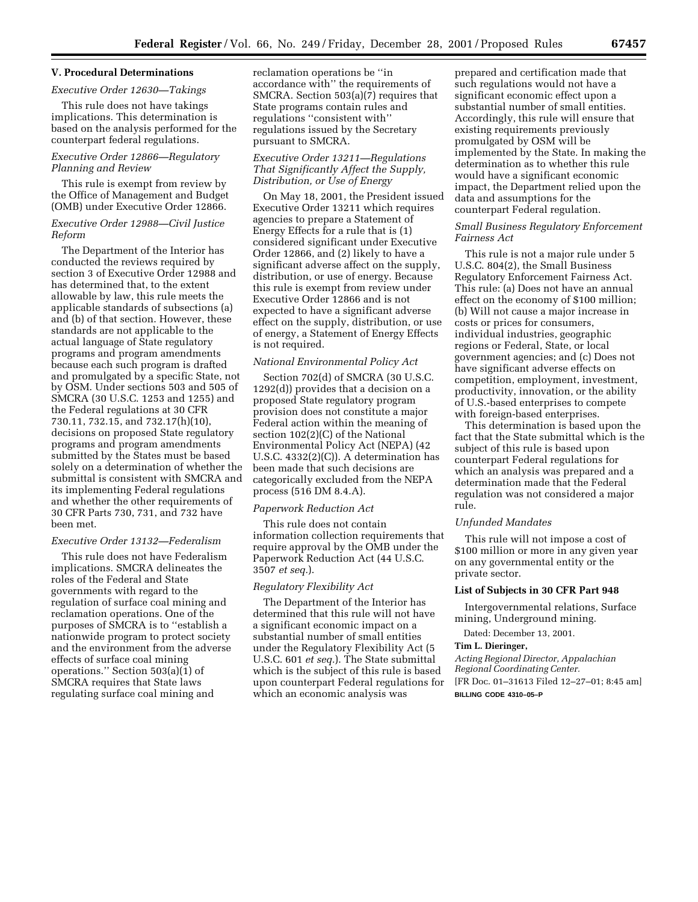### V. Procedural Determinations

*Executive Order 12630—Takings*

This rule does not have takings implications. This determination is based on the analysis performed for the counterpart federal regulations.

*Executive Order 12866—Regulatory Planning and Review*

This rule is exempt from review by the Office of Management and Budget (OMB) under Executive Order 12866.

*Executive Order 12988—Civil Justice Reform*

The Department of the Interior has conducted the reviews required by section 3 of Executive Order 12988 and has determined that, to the extent allowable by law, this rule meets the applicable standards of subsections (a) and (b) of that section. However, these standards are not applicable to the actual language of State regulatory programs and program amendments because each such program is drafted and promulgated by a specific State, not by OSM. Under sections 503 and 505 of SMCRA (30 U.S.C. 1253 and 1255) and the Federal regulations at 30 CFR 730.11, 732.15, and 732.17(h)(10), decisions on proposed State regulatory programs and program amendments submitted by the States must be based solely on a determination of whether the submittal is consistent with SMCRA and its implementing Federal regulations and whether the other requirements of 30 CFR Parts 730, 731, and 732 have been met.

*Executive Order 13132—Federalism*

This rule does not have Federalism implications. SMCRA delineates the roles of the Federal and State governments with regard to the regulation of surface coal mining and reclamation operations. One of the purposes of SMCRA is to "establish a nationwide program to protect society and the environment from the adverse effects of surface coal mining operations." Section 503(a)(1) of SMCRA requires that State laws regulating surface coal mining and reclamation operations be "in accordance with" the requirements of SMCRA. Section 503(a)(7) requires that State programs contain rules and regulations "consistent with" regulations issued by the Secretary pursuant to SMCRA.

*Executive Order 13211—Regulations That Significantly Affect the Supply, Distribution, or Use of Energy*

On May 18, 2001, the President issued Executive Order 13211 which requires agencies to prepare a Statement of Energy Effects for a rule that is (1) considered significant under Executive Order 12866, and (2) likely to have a significant adverse affect on the supply, distribution, or use of energy. Because this rule is exempt from review under Executive Order 12866 and is not expected to have a significant adverse effect on the supply, distribution, or use of energy, a Statement of Energy Effects is not required.

*National Environmental Policy Act*

Section 702(d) of SMCRA (30 U.S.C. 1292(d)) provides that a decision on a proposed State regulatory program provision does not constitute a major Federal action within the meaning of section 102(2)(C) of the National Environmental Policy Act (NEPA) (42 U.S.C. 4332(2)(C)). A determination has been made that such decisions are categorically excluded from the NEPA process (516 DM 8.4.A).

*Paperwork Reduction Act*

This rule does not contain information collection requirements that require approval by the OMB under the Paperwork Reduction Act (44 U.S.C. 3507 *et seq.*).

*Regulatory Flexibility Act*

The Department of the Interior has determined that this rule will not have a significant economic impact on a substantial number of small entities under the Regulatory Flexibility Act (5 U.S.C. 601 *et seq.*). The State submittal which is the subject of this rule is based upon counterpart Federal regulations for which an economic analysis was prepared and certification made that such regulations would not have a significant economic effect upon a substantial number of small entities. Accordingly, this rule will ensure that existing requirements previously promulgated by OSM will be implemented by the State. In making the determination as to whether this rule would have a significant economic impact, the Department relied upon the data and assumptions for the counterpart Federal regulation.

*Small Business Regulatory Enforcement Fairness Act*

This rule is not a major rule under 5 U.S.C. 804(2), the Small Business Regulatory Enforcement Fairness Act. This rule: (a) Does not have an annual effect on the economy of $100 million; (b) Will not cause a major increase in costs or prices for consumers, individual industries, geographic regions or Federal, State, or local government agencies; and (c) Does not have significant adverse effects on competition, employment, investment, productivity, innovation, or the ability of U.S.-based enterprises to compete with foreign-based enterprises.

This determination is based upon the fact that the State submittal which is the subject of this rule is based upon counterpart Federal regulations for which an analysis was prepared and a determination made that the Federal regulation was not considered a major rule.

*Unfunded Mandates*

This rule will not impose a cost of $100 million or more in any given year on any governmental entity or the private sector.

### List of Subjects in 30 CFR Part 948

Intergovernmental relations, Surface mining, Underground mining.

Dated: December 13, 2001.

**Tim L. Dieringer,**

*Acting Regional Director, Appalachian Regional Coordinating Center.*

[FR Doc. 01–31613 Filed 12–27–01; 8:45 am]

**BILLING CODE 4310–05–P**